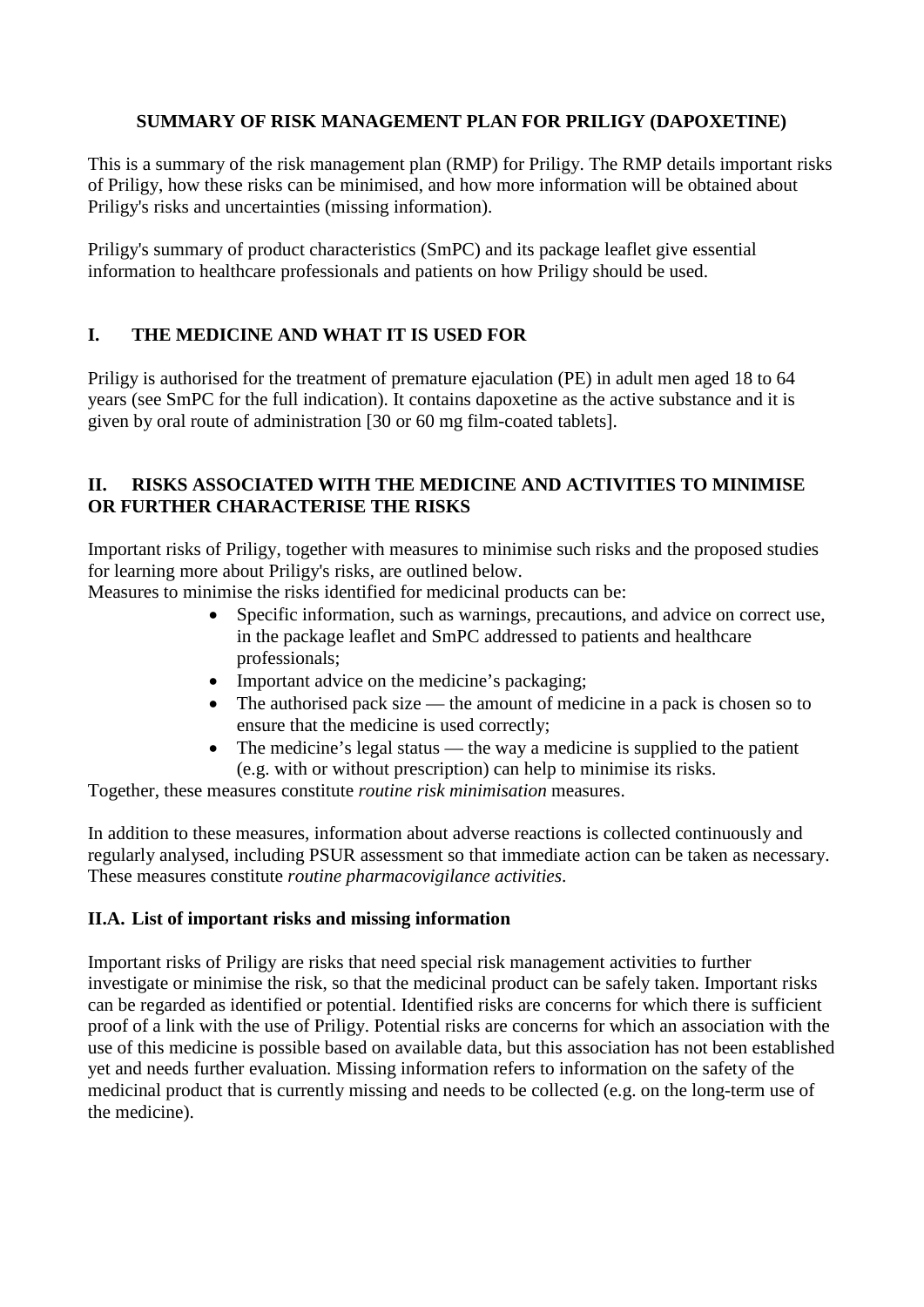# SUMMARY OF RISK MANAGEMENT PLAN FOR PRILIGY (DAPOXETINE)

This is a summary of the risk management plan (RMP) for Priligy. The RMP details important risks of Priligy, how these risks can be minimised, and how more information will be obtained about Priligy's risks and uncertainties (missing information).

Priligy's summary of product characteristics (SmPC) and its package leaflet give essential information to healthcare professionals and patients on how Priligy should be used.

## I. THE MEDICINE AND WHAT IT IS USED FOR

Priligy is authorised for the treatment of premature ejaculation (PE) in adult men aged 18 to 64 years (see SmPC for the full indication). It contains dapoxetine as the active substance and it is given by oral route of administration [30 or 60 mg film-coated tablets].

## II. RISKS ASSOCIATED WITH THE MEDICINE AND ACTIVITIES TO MINIMISE OR FURTHER CHARACTERISE THE RISKS

Important risks of Priligy, together with measures to minimise such risks and the proposed studies for learning more about Priligy's risks, are outlined below.
Measures to minimise the risks identified for medicinal products can be:

- Specific information, such as warnings, precautions, and advice on correct use, in the package leaflet and SmPC addressed to patients and healthcare professionals;
- Important advice on the medicine's packaging;
- The authorised pack size — the amount of medicine in a pack is chosen so to ensure that the medicine is used correctly;
- The medicine's legal status — the way a medicine is supplied to the patient (e.g. with or without prescription) can help to minimise its risks.

Together, these measures constitute *routine risk minimisation* measures.

In addition to these measures, information about adverse reactions is collected continuously and regularly analysed, including PSUR assessment so that immediate action can be taken as necessary. These measures constitute *routine pharmacovigilance activities*.

### II.A. List of important risks and missing information

Important risks of Priligy are risks that need special risk management activities to further investigate or minimise the risk, so that the medicinal product can be safely taken. Important risks can be regarded as identified or potential. Identified risks are concerns for which there is sufficient proof of a link with the use of Priligy. Potential risks are concerns for which an association with the use of this medicine is possible based on available data, but this association has not been established yet and needs further evaluation. Missing information refers to information on the safety of the medicinal product that is currently missing and needs to be collected (e.g. on the long-term use of the medicine).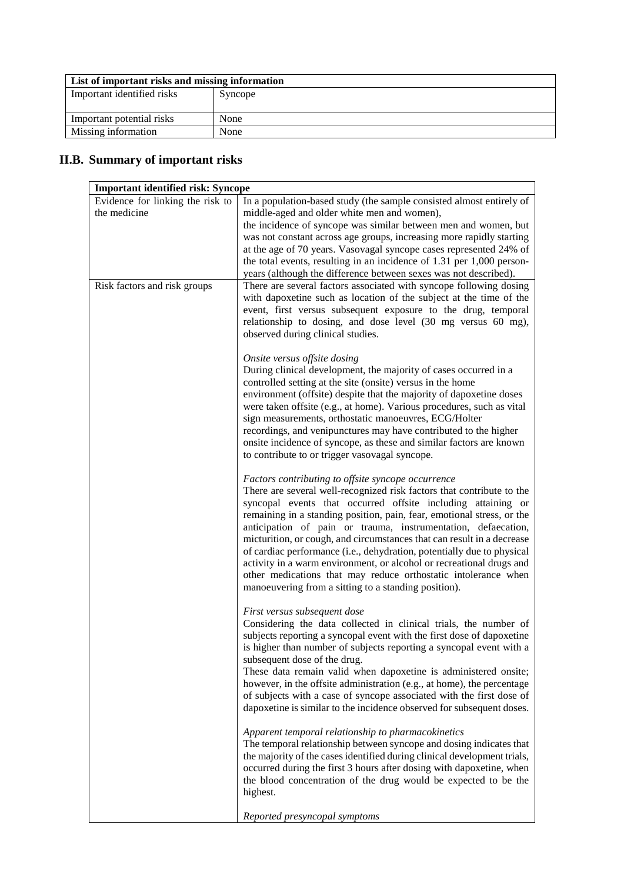| List of important risks and missing information | |
|---|---|
| Important identified risks | Syncope |
| Important potential risks | None |
| Missing information | None |

## II.B. Summary of important risks

| Important identified risk: Syncope | |
|---|---|
| Evidence for linking the risk to the medicine | In a population-based study (the sample consisted almost entirely of middle-aged and older white men and women),<br>the incidence of syncope was similar between men and women, but was not constant across age groups, increasing more rapidly starting at the age of 70 years. Vasovagal syncope cases represented 24% of the total events, resulting in an incidence of 1.31 per 1,000 person-years (although the difference between sexes was not described). |
| Risk factors and risk groups | There are several factors associated with syncope following dosing with dapoxetine such as location of the subject at the time of the event, first versus subsequent exposure to the drug, temporal relationship to dosing, and dose level (30 mg versus 60 mg), observed during clinical studies.<br><br>*Onsite versus offsite dosing*<br>During clinical development, the majority of cases occurred in a controlled setting at the site (onsite) versus in the home environment (offsite) despite that the majority of dapoxetine doses were taken offsite (e.g., at home). Various procedures, such as vital sign measurements, orthostatic manoeuvres, ECG/Holter recordings, and venipunctures may have contributed to the higher onsite incidence of syncope, as these and similar factors are known to contribute to or trigger vasovagal syncope.<br><br>*Factors contributing to offsite syncope occurrence*<br>There are several well-recognized risk factors that contribute to the syncopal events that occurred offsite including attaining or remaining in a standing position, pain, fear, emotional stress, or the anticipation of pain or trauma, instrumentation, defaecation, micturition, or cough, and circumstances that can result in a decrease of cardiac performance (i.e., dehydration, potentially due to physical activity in a warm environment, or alcohol or recreational drugs and other medications that may reduce orthostatic intolerance when manoeuvering from a sitting to a standing position).<br><br>*First versus subsequent dose*<br>Considering the data collected in clinical trials, the number of subjects reporting a syncopal event with the first dose of dapoxetine is higher than number of subjects reporting a syncopal event with a subsequent dose of the drug.<br>These data remain valid when dapoxetine is administered onsite; however, in the offsite administration (e.g., at home), the percentage of subjects with a case of syncope associated with the first dose of dapoxetine is similar to the incidence observed for subsequent doses.<br><br>*Apparent temporal relationship to pharmacokinetics*<br>The temporal relationship between syncope and dosing indicates that the majority of the cases identified during clinical development trials, occurred during the first 3 hours after dosing with dapoxetine, when the blood concentration of the drug would be expected to be the highest.<br><br>*Reported presyncopal symptoms* |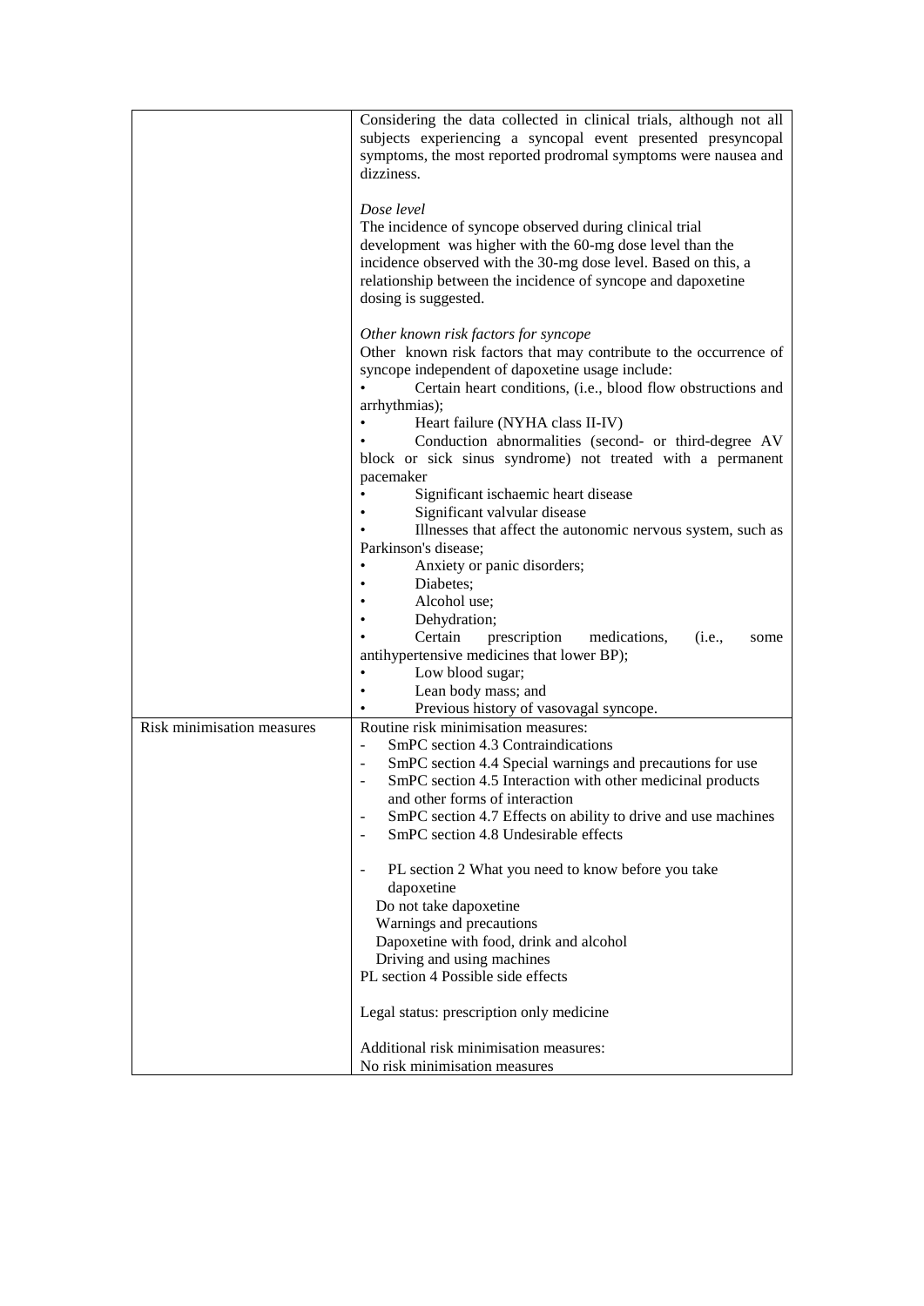| | |
|---|---|
| | Considering the data collected in clinical trials, although not all subjects experiencing a syncopal event presented presyncopal symptoms, the most reported prodromal symptoms were nausea and dizziness.<br><br>*Dose level*<br>The incidence of syncope observed during clinical trial development was higher with the 60-mg dose level than the incidence observed with the 30-mg dose level. Based on this, a relationship between the incidence of syncope and dapoxetine dosing is suggested.<br><br>*Other known risk factors for syncope*<br>Other known risk factors that may contribute to the occurrence of syncope independent of dapoxetine usage include:<br>• Certain heart conditions, (i.e., blood flow obstructions and arrhythmias);<br>• Heart failure (NYHA class II-IV)<br>• Conduction abnormalities (second- or third-degree AV block or sick sinus syndrome) not treated with a permanent pacemaker<br>• Significant ischaemic heart disease<br>• Significant valvular disease<br>• Illnesses that affect the autonomic nervous system, such as Parkinson's disease;<br>• Anxiety or panic disorders;<br>• Diabetes;<br>• Alcohol use;<br>• Dehydration;<br>• Certain prescription medications, (i.e., some antihypertensive medicines that lower BP);<br>• Low blood sugar;<br>• Lean body mass; and<br>• Previous history of vasovagal syncope. |
| Risk minimisation measures | Routine risk minimisation measures:<br>- SmPC section 4.3 Contraindications<br>- SmPC section 4.4 Special warnings and precautions for use<br>- SmPC section 4.5 Interaction with other medicinal products and other forms of interaction<br>- SmPC section 4.7 Effects on ability to drive and use machines<br>- SmPC section 4.8 Undesirable effects<br><br>- PL section 2 What you need to know before you take dapoxetine<br>Do not take dapoxetine<br>Warnings and precautions<br>Dapoxetine with food, drink and alcohol<br>Driving and using machines<br>PL section 4 Possible side effects<br><br>Legal status: prescription only medicine<br><br>Additional risk minimisation measures:<br>No risk minimisation measures |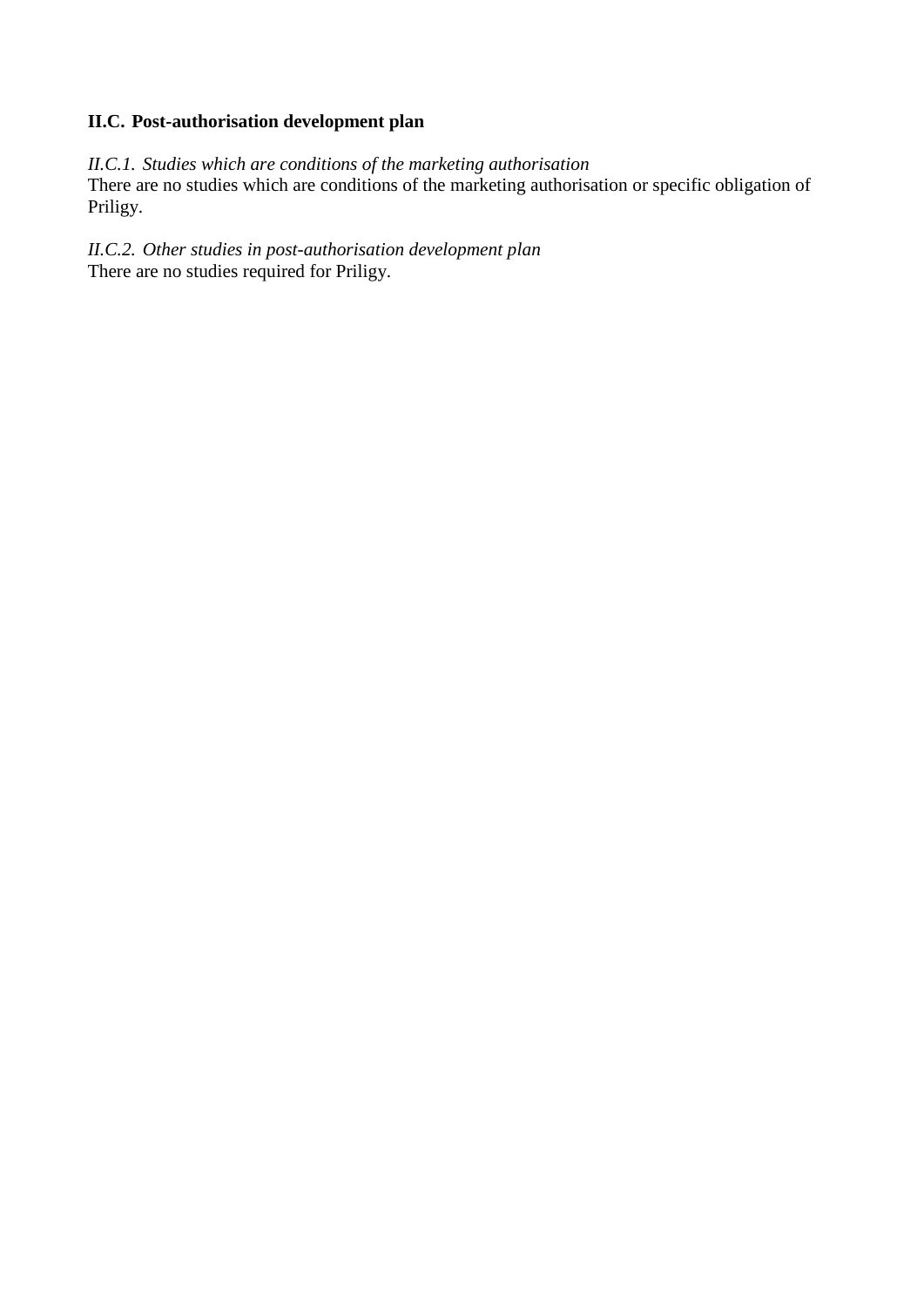## II.C. Post-authorisation development plan

*II.C.1. Studies which are conditions of the marketing authorisation*

There are no studies which are conditions of the marketing authorisation or specific obligation of Priligy.

*II.C.2. Other studies in post-authorisation development plan*

There are no studies required for Priligy.